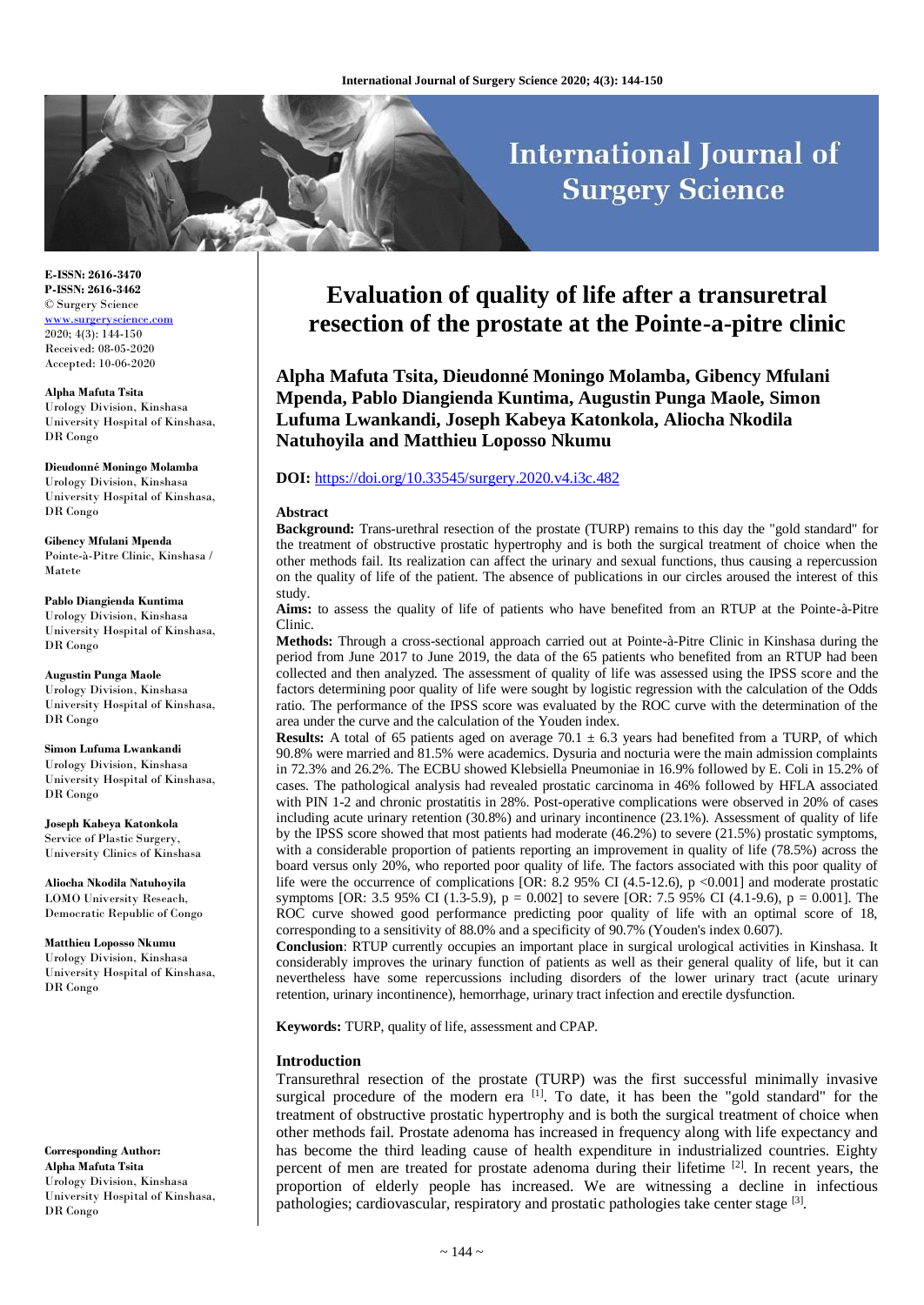# Evaluation of quality of life after a transuretral resection of the prostate at the Pointe-a-pitre clinic

**Alpha Mafuta Tsita, Dieudonné Moningo Molamba, Gibency Mfulani Mpenda, Pablo Diangienda Kuntima, Augustin Punga Maole, Simon Lufuma Lwankandi, Joseph Kabeya Katonkola, Aliocha Nkodila Natuhoyila and Matthieu Loposso Nkumu**

**DOI:** https://doi.org/10.33545/surgery.2020.v4.i3c.482

**E-ISSN: 2616-3470**
**P-ISSN: 2616-3462**
© Surgery Science
www.surgeryscience.com
2020; 4(3): 144-150
Received: 08-05-2020
Accepted: 10-06-2020

**Alpha Mafuta Tsita**
Urology Division, Kinshasa University Hospital of Kinshasa, DR Congo

**Dieudonné Moningo Molamba**
Urology Division, Kinshasa University Hospital of Kinshasa, DR Congo

**Gibency Mfulani Mpenda**
Pointe-à-Pitre Clinic, Kinshasa / Matete

**Pablo Diangienda Kuntima**
Urology Division, Kinshasa University Hospital of Kinshasa, DR Congo

**Augustin Punga Maole**
Urology Division, Kinshasa University Hospital of Kinshasa, DR Congo

**Simon Lufuma Lwankandi**
Urology Division, Kinshasa University Hospital of Kinshasa, DR Congo

**Joseph Kabeya Katonkola**
Service of Plastic Surgery, University Clinics of Kinshasa

**Aliocha Nkodila Natuhoyila**
LOMO University Reseach, Democratic Republic of Congo

**Matthieu Loposso Nkumu**
Urology Division, Kinshasa University Hospital of Kinshasa, DR Congo

**Corresponding Author:**
**Alpha Mafuta Tsita**
Urology Division, Kinshasa University Hospital of Kinshasa, DR Congo

## Abstract

**Background:** Trans-urethral resection of the prostate (TURP) remains to this day the "gold standard" for the treatment of obstructive prostatic hypertrophy and is both the surgical treatment of choice when the other methods fail. Its realization can affect the urinary and sexual functions, thus causing a repercussion on the quality of life of the patient. The absence of publications in our circles aroused the interest of this study.

**Aims:** to assess the quality of life of patients who have benefited from an RTUP at the Pointe-à-Pitre Clinic.

**Methods:** Through a cross-sectional approach carried out at Pointe-à-Pitre Clinic in Kinshasa during the period from June 2017 to June 2019, the data of the 65 patients who benefited from an RTUP had been collected and then analyzed. The assessment of quality of life was assessed using the IPSS score and the factors determining poor quality of life were sought by logistic regression with the calculation of the Odds ratio. The performance of the IPSS score was evaluated by the ROC curve with the determination of the area under the curve and the calculation of the Youden index.

**Results:** A total of 65 patients aged on average 70.1 ± 6.3 years had benefited from a TURP, of which 90.8% were married and 81.5% were academics. Dysuria and nocturia were the main admission complaints in 72.3% and 26.2%. The ECBU showed Klebsiella Pneumoniae in 16.9% followed by E. Coli in 15.2% of cases. The pathological analysis has revealed prostatic carcinoma in 46% followed by HFLA associated with PIN 1-2 and chronic prostatitis in 28%. Post-operative complications were observed in 20% of cases including acute urinary retention (30.8%) and urinary incontinence (23.1%). Assessment of quality of life by the IPSS score showed that most patients had moderate (46.2%) to severe (21.5%) prostatic symptoms, with a considerable proportion of patients reporting an improvement in quality of life (78.5%) across the board versus only 20%, who reported poor quality of life. The factors associated with this poor quality of life were the occurrence of complications [OR: 8.2 95% CI (4.5-12.6), p <0.001] and moderate prostatic symptoms [OR: 3.5 95% CI (1.3-5.9), p = 0.002] to severe [OR: 7.5 95% CI (4.1-9.6), p = 0.001]. The ROC curve showed good performance predicting poor quality of life with an optimal score of 18, corresponding to a sensitivity of 88.0% and a specificity of 90.7% (Youden's index 0.607).

**Conclusion**: RTUP currently occupies an important place in surgical urological activities in Kinshasa. It considerably improves the urinary function of patients as well as their general quality of life, but it can nevertheless have some repercussions including disorders of the lower urinary tract (acute urinary retention, urinary incontinence), hemorrhage, urinary tract infection and erectile dysfunction.

**Keywords:** TURP, quality of life, assessment and CPAP.

## Introduction

Transurethral resection of the prostate (TURP) was the first successful minimally invasive surgical procedure of the modern era [1]. To date, it has been the "gold standard" for the treatment of obstructive prostatic hypertrophy and is both the surgical treatment of choice when other methods fail. Prostate adenoma has increased in frequency along with life expectancy and has become the third leading cause of health expenditure in industrialized countries. Eighty percent of men are treated for prostate adenoma during their lifetime [2]. In recent years, the proportion of elderly people has increased. We are witnessing a decline in infectious pathologies; cardiovascular, respiratory and prostatic pathologies take center stage [3].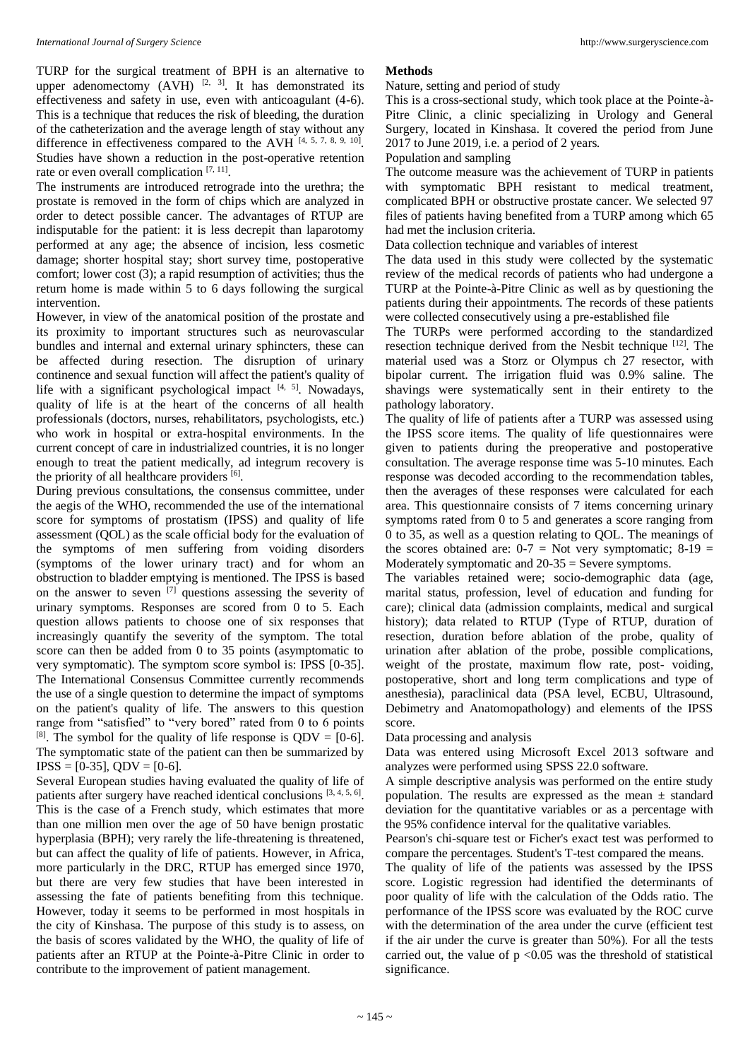TURP for the surgical treatment of BPH is an alternative to upper adenomectomy (AVH) [2, 3]. It has demonstrated its effectiveness and safety in use, even with anticoagulant (4-6). This is a technique that reduces the risk of bleeding, the duration of the catheterization and the average length of stay without any difference in effectiveness compared to the AVH [4, 5, 7, 8, 9, 10]. Studies have shown a reduction in the post-operative retention rate or even overall complication [7, 11].

The instruments are introduced retrograde into the urethra; the prostate is removed in the form of chips which are analyzed in order to detect possible cancer. The advantages of RTUP are indisputable for the patient: it is less decrepit than laparotomy performed at any age; the absence of incision, less cosmetic damage; shorter hospital stay; short survey time, postoperative comfort; lower cost (3); a rapid resumption of activities; thus the return home is made within 5 to 6 days following the surgical intervention.

However, in view of the anatomical position of the prostate and its proximity to important structures such as neurovascular bundles and internal and external urinary sphincters, these can be affected during resection. The disruption of urinary continence and sexual function will affect the patient's quality of life with a significant psychological impact [4, 5]. Nowadays, quality of life is at the heart of the concerns of all health professionals (doctors, nurses, rehabilitators, psychologists, etc.) who work in hospital or extra-hospital environments. In the current concept of care in industrialized countries, it is no longer enough to treat the patient medically, ad integrum recovery is the priority of all healthcare providers [6].

During previous consultations, the consensus committee, under the aegis of the WHO, recommended the use of the international score for symptoms of prostatism (IPSS) and quality of life assessment (QOL) as the scale official body for the evaluation of the symptoms of men suffering from voiding disorders (symptoms of the lower urinary tract) and for whom an obstruction to bladder emptying is mentioned. The IPSS is based on the answer to seven [7] questions assessing the severity of urinary symptoms. Responses are scored from 0 to 5. Each question allows patients to choose one of six responses that increasingly quantify the severity of the symptom. The total score can then be added from 0 to 35 points (asymptomatic to very symptomatic). The symptom score symbol is: IPSS [0-35]. The International Consensus Committee currently recommends the use of a single question to determine the impact of symptoms on the patient's quality of life. The answers to this question range from "satisfied" to "very bored" rated from 0 to 6 points [8]. The symbol for the quality of life response is QDV = [0-6]. The symptomatic state of the patient can then be summarized by IPSS = [0-35], QDV = [0-6].

Several European studies having evaluated the quality of life of patients after surgery have reached identical conclusions [3, 4, 5, 6]. This is the case of a French study, which estimates that more than one million men over the age of 50 have benign prostatic hyperplasia (BPH); very rarely the life-threatening is threatened, but can affect the quality of life of patients. However, in Africa, more particularly in the DRC, RTUP has emerged since 1970, but there are very few studies that have been interested in assessing the fate of patients benefiting from this technique. However, today it seems to be performed in most hospitals in the city of Kinshasa. The purpose of this study is to assess, on the basis of scores validated by the WHO, the quality of life of patients after an RTUP at the Pointe-à-Pitre Clinic in order to contribute to the improvement of patient management.

## Methods

Nature, setting and period of study

This is a cross-sectional study, which took place at the Pointe-à-Pitre Clinic, a clinic specializing in Urology and General Surgery, located in Kinshasa. It covered the period from June 2017 to June 2019, i.e. a period of 2 years.

Population and sampling

The outcome measure was the achievement of TURP in patients with symptomatic BPH resistant to medical treatment, complicated BPH or obstructive prostate cancer. We selected 97 files of patients having benefited from a TURP among which 65 had met the inclusion criteria.

Data collection technique and variables of interest

The data used in this study were collected by the systematic review of the medical records of patients who had undergone a TURP at the Pointe-à-Pitre Clinic as well as by questioning the patients during their appointments. The records of these patients were collected consecutively using a pre-established file

The TURPs were performed according to the standardized resection technique derived from the Nesbit technique [12]. The material used was a Storz or Olympus ch 27 resector, with bipolar current. The irrigation fluid was 0.9% saline. The shavings were systematically sent in their entirety to the pathology laboratory.

The quality of life of patients after a TURP was assessed using the IPSS score items. The quality of life questionnaires were given to patients during the preoperative and postoperative consultation. The average response time was 5-10 minutes. Each response was decoded according to the recommendation tables, then the averages of these responses were calculated for each area. This questionnaire consists of 7 items concerning urinary symptoms rated from 0 to 5 and generates a score ranging from 0 to 35, as well as a question relating to QOL. The meanings of the scores obtained are: 0-7 = Not very symptomatic; 8-19 = Moderately symptomatic and 20-35 = Severe symptoms.

The variables retained were; socio-demographic data (age, marital status, profession, level of education and funding for care); clinical data (admission complaints, medical and surgical history); data related to RTUP (Type of RTUP, duration of resection, duration before ablation of the probe, quality of urination after ablation of the probe, possible complications, weight of the prostate, maximum flow rate, post- voiding, postoperative, short and long term complications and type of anesthesia), paraclinical data (PSA level, ECBU, Ultrasound, Debimetry and Anatomopathology) and elements of the IPSS score.

Data processing and analysis

Data was entered using Microsoft Excel 2013 software and analyzes were performed using SPSS 22.0 software.

A simple descriptive analysis was performed on the entire study population. The results are expressed as the mean ± standard deviation for the quantitative variables or as a percentage with the 95% confidence interval for the qualitative variables.

Pearson's chi-square test or Ficher's exact test was performed to compare the percentages. Student's T-test compared the means.

The quality of life of the patients was assessed by the IPSS score. Logistic regression had identified the determinants of poor quality of life with the calculation of the Odds ratio. The performance of the IPSS score was evaluated by the ROC curve with the determination of the area under the curve (efficient test if the air under the curve is greater than 50%). For all the tests carried out, the value of $p < 0.05$ was the threshold of statistical significance.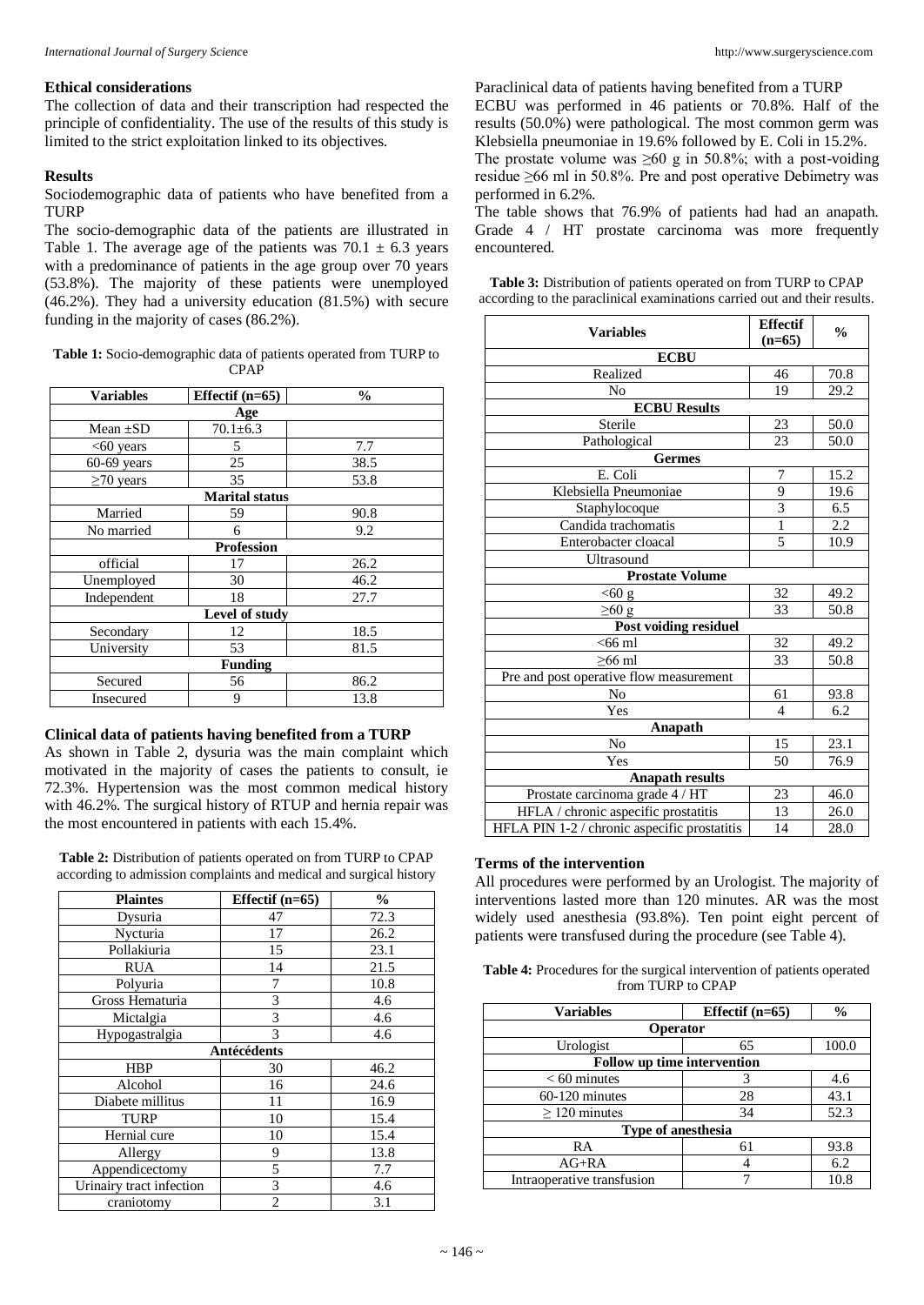### Ethical considerations

The collection of data and their transcription had respected the principle of confidentiality. The use of the results of this study is limited to the strict exploitation linked to its objectives.

### Results

Sociodemographic data of patients who have benefited from a TURP

The socio-demographic data of the patients are illustrated in Table 1. The average age of the patients was 70.1 ± 6.3 years with a predominance of patients in the age group over 70 years (53.8%). The majority of these patients were unemployed (46.2%). They had a university education (81.5%) with secure funding in the majority of cases (86.2%).

**Table 1:** Socio-demographic data of patients operated from TURP to CPAP

| Variables | Effectif (n=65) | % |
|---|---|---|
| **Age** | | |
| Mean ±SD | 70.1±6.3 | |
| <60 years | 5 | 7.7 |
| 60-69 years | 25 | 38.5 |
| ≥70 years | 35 | 53.8 |
| **Marital status** | | |
| Married | 59 | 90.8 |
| No married | 6 | 9.2 |
| **Profession** | | |
| official | 17 | 26.2 |
| Unemployed | 30 | 46.2 |
| Independent | 18 | 27.7 |
| **Level of study** | | |
| Secondary | 12 | 18.5 |
| University | 53 | 81.5 |
| **Funding** | | |
| Secured | 56 | 86.2 |
| Insecured | 9 | 13.8 |

### Clinical data of patients having benefited from a TURP

As shown in Table 2, dysuria was the main complaint which motivated in the majority of cases the patients to consult, ie 72.3%. Hypertension was the most common medical history with 46.2%. The surgical history of RTUP and hernia repair was the most encountered in patients with each 15.4%.

**Table 2:** Distribution of patients operated on from TURP to CPAP according to admission complaints and medical and surgical history

| Plaintes | Effectif (n=65) | % |
|---|---|---|
| Dysuria | 47 | 72.3 |
| Nycturia | 17 | 26.2 |
| Pollakiuria | 15 | 23.1 |
| RUA | 14 | 21.5 |
| Polyuria | 7 | 10.8 |
| Gross Hematuria | 3 | 4.6 |
| Mictalgia | 3 | 4.6 |
| Hypogastralgia | 3 | 4.6 |
| **Antécédents** | | |
| HBP | 30 | 46.2 |
| Alcohol | 16 | 24.6 |
| Diabete millitus | 11 | 16.9 |
| TURP | 10 | 15.4 |
| Hernial cure | 10 | 15.4 |
| Allergy | 9 | 13.8 |
| Appendicectomy | 5 | 7.7 |
| Urinairy tract infection | 3 | 4.6 |
| craniotomy | 2 | 3.1 |

Paraclinical data of patients having benefited from a TURP

ECBU was performed in 46 patients or 70.8%. Half of the results (50.0%) were pathological. The most common germ was Klebsiella pneumoniae in 19.6% followed by E. Coli in 15.2%.

The prostate volume was ≥60 g in 50.8%; with a post-voiding residue ≥66 ml in 50.8%. Pre and post operative Debimetry was performed in 6.2%.

The table shows that 76.9% of patients had had an anapath. Grade 4 / HT prostate carcinoma was more frequently encountered.

**Table 3:** Distribution of patients operated on from TURP to CPAP according to the paraclinical examinations carried out and their results.

| Variables | Effectif (n=65) | % |
|---|---|---|
| **ECBU** | | |
| Realized | 46 | 70.8 |
| No | 19 | 29.2 |
| **ECBU Results** | | |
| Sterile | 23 | 50.0 |
| Pathological | 23 | 50.0 |
| **Germes** | | |
| E. Coli | 7 | 15.2 |
| Klebsiella Pneumoniae | 9 | 19.6 |
| Staphylocoque | 3 | 6.5 |
| Candida trachomatis | 1 | 2.2 |
| Enterobacter cloacal | 5 | 10.9 |
| Ultrasound | | |
| **Prostate Volume** | | |
| <60 g | 32 | 49.2 |
| ≥60 g | 33 | 50.8 |
| **Post voiding residuel** | | |
| <66 ml | 32 | 49.2 |
| ≥66 ml | 33 | 50.8 |
| Pre and post operative flow measurement | | |
| No | 61 | 93.8 |
| Yes | 4 | 6.2 |
| **Anapath** | | |
| No | 15 | 23.1 |
| Yes | 50 | 76.9 |
| **Anapath results** | | |
| Prostate carcinoma grade 4 / HT | 23 | 46.0 |
| HFLA / chronic aspecific prostatitis | 13 | 26.0 |
| HFLA PIN 1-2 / chronic aspecific prostatitis | 14 | 28.0 |

### Terms of the intervention

All procedures were performed by an Urologist. The majority of interventions lasted more than 120 minutes. AR was the most widely used anesthesia (93.8%). Ten point eight percent of patients were transfused during the procedure (see Table 4).

**Table 4:** Procedures for the surgical intervention of patients operated from TURP to CPAP

| Variables | Effectif (n=65) | % |
|---|---|---|
| **Operator** | | |
| Urologist | 65 | 100.0 |
| **Follow up time intervention** | | |
| < 60 minutes | 3 | 4.6 |
| 60-120 minutes | 28 | 43.1 |
| ≥ 120 minutes | 34 | 52.3 |
| **Type of anesthesia** | | |
| RA | 61 | 93.8 |
| AG+RA | 4 | 6.2 |
| Intraoperative transfusion | 7 | 10.8 |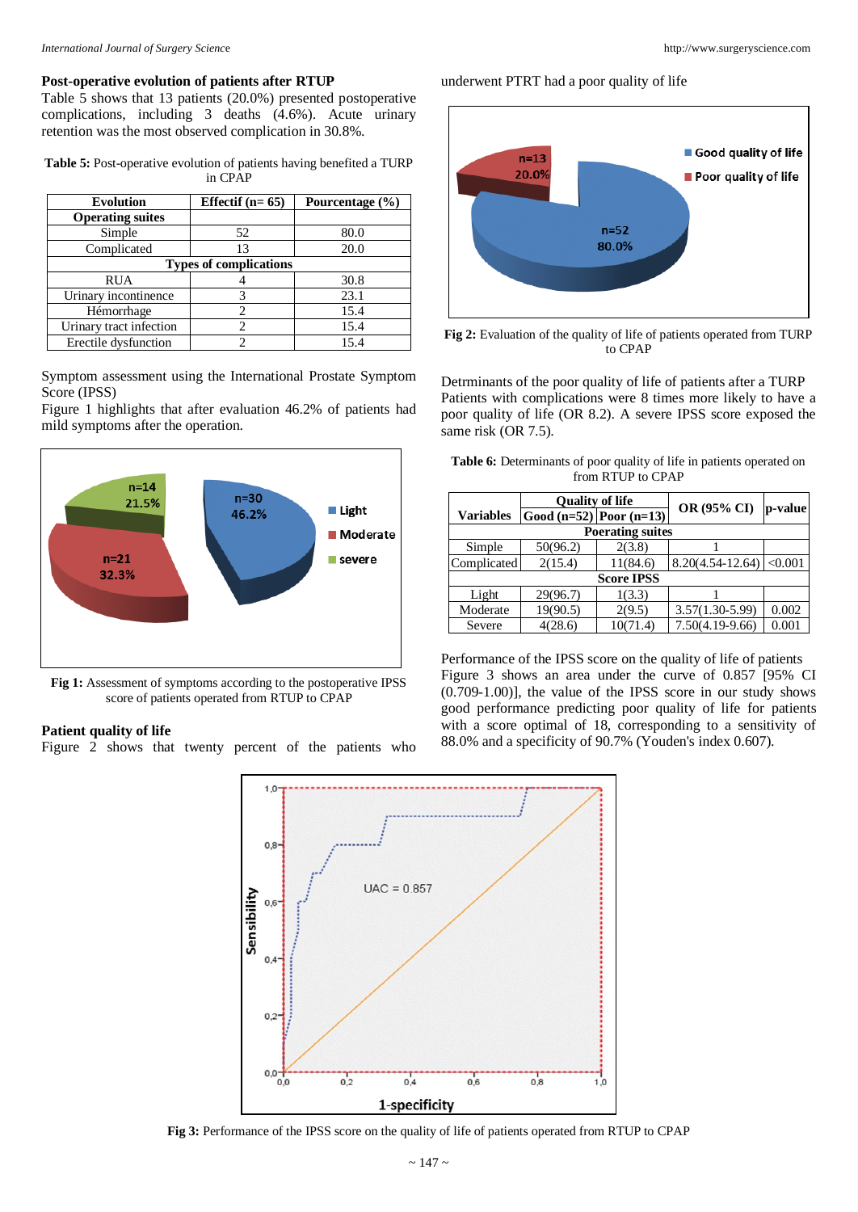### Post-operative evolution of patients after RTUP

Table 5 shows that 13 patients (20.0%) presented postoperative complications, including 3 deaths (4.6%). Acute urinary retention was the most observed complication in 30.8%.

**Table 5:** Post-operative evolution of patients having benefited a TURP in CPAP

| Evolution | Effectif (n= 65) | Pourcentage (%) |
|---|---|---|
| **Operating suites** | | |
| Simple | 52 | 80.0 |
| Complicated | 13 | 20.0 |
| **Types of complications** | | |
| RUA | 4 | 30.8 |
| Urinary incontinence | 3 | 23.1 |
| Hémorrhage | 2 | 15.4 |
| Urinary tract infection | 2 | 15.4 |
| Erectile dysfunction | 2 | 15.4 |

Symptom assessment using the International Prostate Symptom Score (IPSS)

Figure 1 highlights that after evaluation 46.2% of patients had mild symptoms after the operation.

**Fig 1:** Assessment of symptoms according to the postoperative IPSS score of patients operated from RTUP to CPAP

### Patient quality of life

Figure 2 shows that twenty percent of the patients who underwent PTRT had a poor quality of life

**Fig 2:** Evaluation of the quality of life of patients operated from TURP to CPAP

Detrminants of the poor quality of life of patients after a TURP

Patients with complications were 8 times more likely to have a poor quality of life (OR 8.2). A severe IPSS score exposed the same risk (OR 7.5).

**Table 6:** Determinants of poor quality of life in patients operated on from RTUP to CPAP

| Variables | Quality of life | | OR (95% CI) | p-value |
|---|---|---|---|---|
| | Good (n=52) | Poor (n=13) | | |
| **Poerating suites** | | | | |
| Simple | 50(96.2) | 2(3.8) | 1 | |
| Complicated | 2(15.4) | 11(84.6) | 8.20(4.54-12.64) | <0.001 |
| **Score IPSS** | | | | |
| Light | 29(96.7) | 1(3.3) | 1 | |
| Moderate | 19(90.5) | 2(9.5) | 3.57(1.30-5.99) | 0.002 |
| Severe | 4(28.6) | 10(71.4) | 7.50(4.19-9.66) | 0.001 |

Performance of the IPSS score on the quality of life of patients

Figure 3 shows an area under the curve of 0.857 [95% CI (0.709-1.00)], the value of the IPSS score in our study shows good performance predicting poor quality of life for patients with a score optimal of 18, corresponding to a sensitivity of 88.0% and a specificity of 90.7% (Youden's index 0.607).

**Fig 3:** Performance of the IPSS score on the quality of life of patients operated from RTUP to CPAP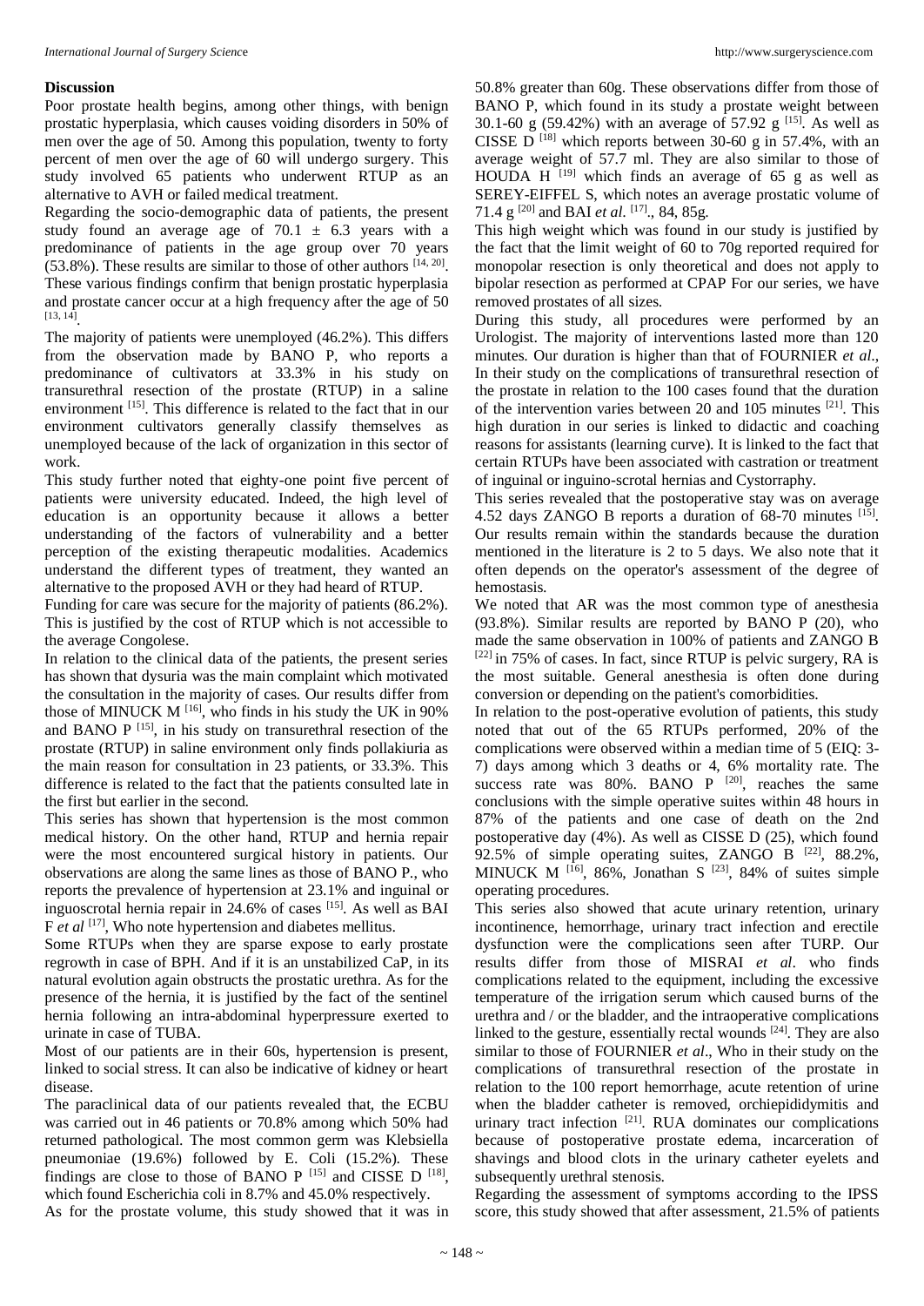### Discussion

Poor prostate health begins, among other things, with benign prostatic hyperplasia, which causes voiding disorders in 50% of men over the age of 50. Among this population, twenty to forty percent of men over the age of 60 will undergo surgery. This study involved 65 patients who underwent RTUP as an alternative to AVH or failed medical treatment.

Regarding the socio-demographic data of patients, the present study found an average age of 70.1 ± 6.3 years with a predominance of patients in the age group over 70 years (53.8%). These results are similar to those of other authors [14, 20]. These various findings confirm that benign prostatic hyperplasia and prostate cancer occur at a high frequency after the age of 50 [13, 14].

The majority of patients were unemployed (46.2%). This differs from the observation made by BANO P, who reports a predominance of cultivators at 33.3% in his study on transurethral resection of the prostate (RTUP) in a saline environment [15]. This difference is related to the fact that in our environment cultivators generally classify themselves as unemployed because of the lack of organization in this sector of work.

This study further noted that eighty-one point five percent of patients were university educated. Indeed, the high level of education is an opportunity because it allows a better understanding of the factors of vulnerability and a better perception of the existing therapeutic modalities. Academics understand the different types of treatment, they wanted an alternative to the proposed AVH or they had heard of RTUP.

Funding for care was secure for the majority of patients (86.2%). This is justified by the cost of RTUP which is not accessible to the average Congolese.

In relation to the clinical data of the patients, the present series has shown that dysuria was the main complaint which motivated the consultation in the majority of cases. Our results differ from those of MINUCK M [16], who finds in his study the UK in 90% and BANO P [15], in his study on transurethral resection of the prostate (RTUP) in saline environment only finds pollakiuria as the main reason for consultation in 23 patients, or 33.3%. This difference is related to the fact that the patients consulted late in the first but earlier in the second.

This series has shown that hypertension is the most common medical history. On the other hand, RTUP and hernia repair were the most encountered surgical history in patients. Our observations are along the same lines as those of BANO P., who reports the prevalence of hypertension at 23.1% and inguinal or inguoscrotal hernia repair in 24.6% of cases [15]. As well as BAI F *et al* [17], Who note hypertension and diabetes mellitus.

Some RTUPs when they are sparse expose to early prostate regrowth in case of BPH. And if it is an unstabilized CaP, in its natural evolution again obstructs the prostatic urethra. As for the presence of the hernia, it is justified by the fact of the sentinel hernia following an intra-abdominal hyperpressure exerted to urinate in case of TUBA.

Most of our patients are in their 60s, hypertension is present, linked to social stress. It can also be indicative of kidney or heart disease.

The paraclinical data of our patients revealed that, the ECBU was carried out in 46 patients or 70.8% among which 50% had returned pathological. The most common germ was Klebsiella pneumoniae (19.6%) followed by E. Coli (15.2%). These findings are close to those of BANO P [15] and CISSE D [18], which found Escherichia coli in 8.7% and 45.0% respectively.

As for the prostate volume, this study showed that it was in 50.8% greater than 60g. These observations differ from those of BANO P, which found in its study a prostate weight between 30.1-60 g (59.42%) with an average of 57.92 g [15]. As well as CISSE D [18] which reports between 30-60 g in 57.4%, with an average weight of 57.7 ml. They are also similar to those of HOUDA H [19] which finds an average of 65 g as well as SEREY-EIFFEL S, which notes an average prostatic volume of 71.4 g [20] and BAI *et al*. [17]., 84, 85g.

This high weight which was found in our study is justified by the fact that the limit weight of 60 to 70g reported required for monopolar resection is only theoretical and does not apply to bipolar resection as performed at CPAP For our series, we have removed prostates of all sizes.

During this study, all procedures were performed by an Urologist. The majority of interventions lasted more than 120 minutes. Our duration is higher than that of FOURNIER *et al*., In their study on the complications of transurethral resection of the prostate in relation to the 100 cases found that the duration of the intervention varies between 20 and 105 minutes [21]. This high duration in our series is linked to didactic and coaching reasons for assistants (learning curve). It is linked to the fact that certain RTUPs have been associated with castration or treatment of inguinal or inguino-scrotal hernias and Cystorraphy.

This series revealed that the postoperative stay was on average 4.52 days ZANGO B reports a duration of 68-70 minutes [15]. Our results remain within the standards because the duration mentioned in the literature is 2 to 5 days. We also note that it often depends on the operator's assessment of the degree of hemostasis.

We noted that AR was the most common type of anesthesia (93.8%). Similar results are reported by BANO P (20), who made the same observation in 100% of patients and ZANGO B [22] in 75% of cases. In fact, since RTUP is pelvic surgery, RA is the most suitable. General anesthesia is often done during conversion or depending on the patient's comorbidities.

In relation to the post-operative evolution of patients, this study noted that out of the 65 RTUPs performed, 20% of the complications were observed within a median time of 5 (EIQ: 3-7) days among which 3 deaths or 4, 6% mortality rate. The success rate was 80%. BANO P [20], reaches the same conclusions with the simple operative suites within 48 hours in 87% of the patients and one case of death on the 2nd postoperative day (4%). As well as CISSE D (25), which found 92.5% of simple operating suites, ZANGO B [22], 88.2%, MINUCK M [16], 86%, Jonathan S [23], 84% of suites simple operating procedures.

This series also showed that acute urinary retention, urinary incontinence, hemorrhage, urinary tract infection and erectile dysfunction were the complications seen after TURP. Our results differ from those of MISRAI *et al*. who finds complications related to the equipment, including the excessive temperature of the irrigation serum which caused burns of the urethra and / or the bladder, and the intraoperative complications linked to the gesture, essentially rectal wounds [24]. They are also similar to those of FOURNIER *et al*., Who in their study on the complications of transurethral resection of the prostate in relation to the 100 report hemorrhage, acute retention of urine when the bladder catheter is removed, orchiepididymitis and urinary tract infection [21]. RUA dominates our complications because of postoperative prostate edema, incarceration of shavings and blood clots in the urinary catheter eyelets and subsequently urethral stenosis.

Regarding the assessment of symptoms according to the IPSS score, this study showed that after assessment, 21.5% of patients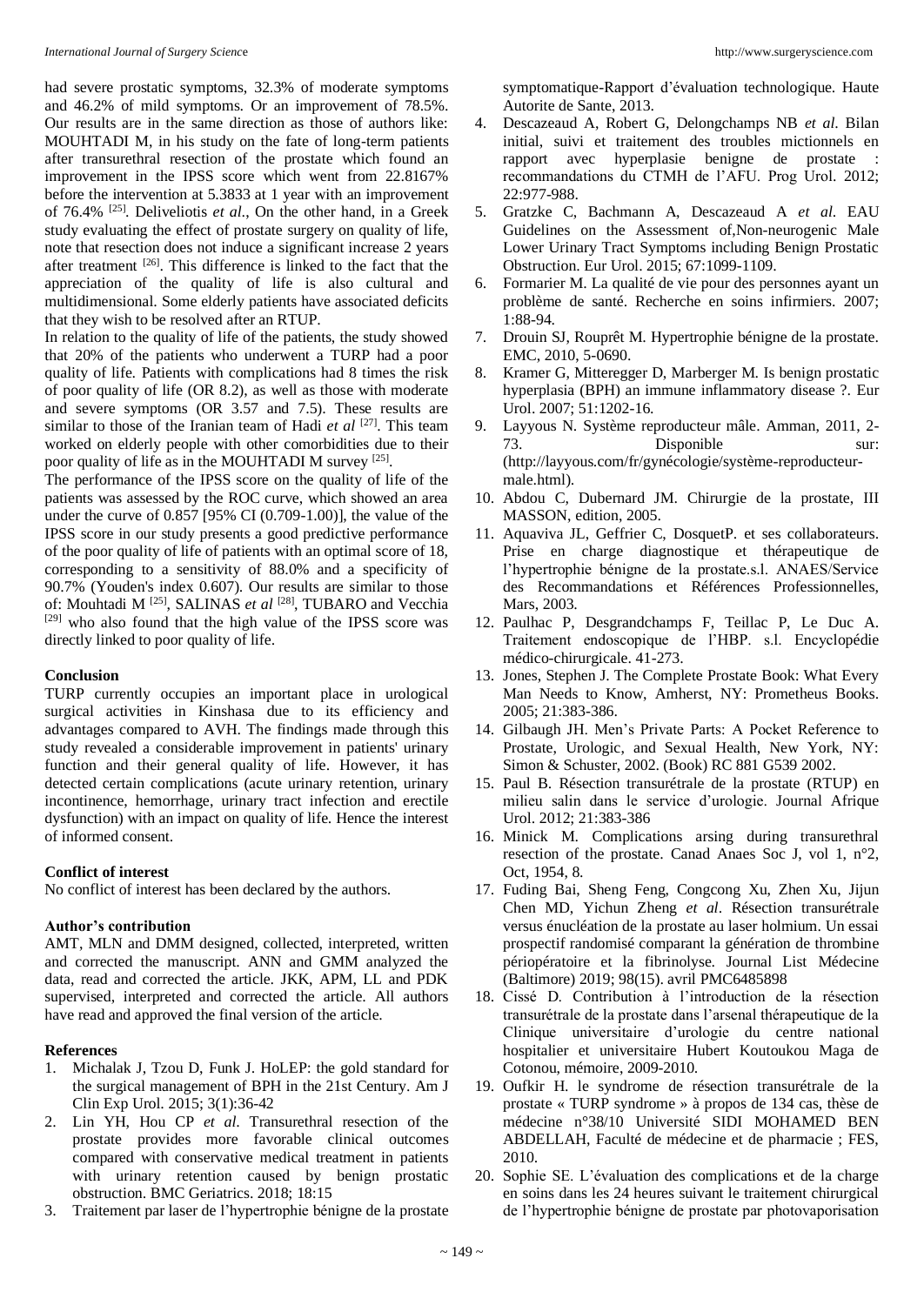had severe prostatic symptoms, 32.3% of moderate symptoms and 46.2% of mild symptoms. Or an improvement of 78.5%. Our results are in the same direction as those of authors like: MOUHTADI M, in his study on the fate of long-term patients after transurethral resection of the prostate which found an improvement in the IPSS score which went from 22.8167% before the intervention at 5.3833 at 1 year with an improvement of 76.4% [25]. Deliveliotis *et al*., On the other hand, in a Greek study evaluating the effect of prostate surgery on quality of life, note that resection does not induce a significant increase 2 years after treatment [26]. This difference is linked to the fact that the appreciation of the quality of life is also cultural and multidimensional. Some elderly patients have associated deficits that they wish to be resolved after an RTUP.

In relation to the quality of life of the patients, the study showed that 20% of the patients who underwent a TURP had a poor quality of life. Patients with complications had 8 times the risk of poor quality of life (OR 8.2), as well as those with moderate and severe symptoms (OR 3.57 and 7.5). These results are similar to those of the Iranian team of Hadi *et al* [27]. This team worked on elderly people with other comorbidities due to their poor quality of life as in the MOUHTADI M survey [25].

The performance of the IPSS score on the quality of life of the patients was assessed by the ROC curve, which showed an area under the curve of 0.857 [95% CI (0.709-1.00)], the value of the IPSS score in our study presents a good predictive performance of the poor quality of life of patients with an optimal score of 18, corresponding to a sensitivity of 88.0% and a specificity of 90.7% (Youden's index 0.607). Our results are similar to those of: Mouhtadi M [25], SALINAS *et al* [28], TUBARO and Vecchia [29] who also found that the high value of the IPSS score was directly linked to poor quality of life.

## Conclusion

TURP currently occupies an important place in urological surgical activities in Kinshasa due to its efficiency and advantages compared to AVH. The findings made through this study revealed a considerable improvement in patients' urinary function and their general quality of life. However, it has detected certain complications (acute urinary retention, urinary incontinence, hemorrhage, urinary tract infection and erectile dysfunction) with an impact on quality of life. Hence the interest of informed consent.

## Conflict of interest

No conflict of interest has been declared by the authors.

## Author's contribution

AMT, MLN and DMM designed, collected, interpreted, written and corrected the manuscript. ANN and GMM analyzed the data, read and corrected the article. JKK, APM, LL and PDK supervised, interpreted and corrected the article. All authors have read and approved the final version of the article.

## References

1. Michalak J, Tzou D, Funk J. HoLEP: the gold standard for the surgical management of BPH in the 21st Century. Am J Clin Exp Urol. 2015; 3(1):36-42
2. Lin YH, Hou CP *et al*. Transurethral resection of the prostate provides more favorable clinical outcomes compared with conservative medical treatment in patients with urinary retention caused by benign prostatic obstruction. BMC Geriatrics. 2018; 18:15
3. Traitement par laser de l'hypertrophie bénigne de la prostate symptomatique-Rapport d'évaluation technologique. Haute Autorite de Sante, 2013.
4. Descazeaud A, Robert G, Delongchamps NB *et al*. Bilan initial, suivi et traitement des troubles mictionnels en rapport avec hyperplasie benigne de prostate : recommandations du CTMH de l'AFU. Prog Urol. 2012; 22:977-988.
5. Gratzke C, Bachmann A, Descazeaud A *et al*. EAU Guidelines on the Assessment of,Non-neurogenic Male Lower Urinary Tract Symptoms including Benign Prostatic Obstruction. Eur Urol. 2015; 67:1099-1109.
6. Formarier M. La qualité de vie pour des personnes ayant un problème de santé. Recherche en soins infirmiers. 2007; 1:88-94.
7. Drouin SJ, Rouprêt M. Hypertrophie bénigne de la prostate. EMC, 2010, 5-0690.
8. Kramer G, Mitteregger D, Marberger M. Is benign prostatic hyperplasia (BPH) an immune inflammatory disease ?. Eur Urol. 2007; 51:1202-16.
9. Layyous N. Système reproducteur mâle. Amman, 2011, 2-73. Disponible sur: (http://layyous.com/fr/gynécologie/système-reproducteur-male.html).
10. Abdou C, Dubernard JM. Chirurgie de la prostate, III MASSON, edition, 2005.
11. Aquaviva JL, Geffrier C, DosquetP. et ses collaborateurs. Prise en charge diagnostique et thérapeutique de l'hypertrophie bénigne de la prostate.s.l. ANAES/Service des Recommandations et Références Professionnelles, Mars, 2003.
12. Paulhac P, Desgrandchamps F, Teillac P, Le Duc A. Traitement endoscopique de l'HBP. s.l. Encyclopédie médico-chirurgicale. 41-273.
13. Jones, Stephen J. The Complete Prostate Book: What Every Man Needs to Know, Amherst, NY: Prometheus Books. 2005; 21:383-386.
14. Gilbaugh JH. Men's Private Parts: A Pocket Reference to Prostate, Urologic, and Sexual Health, New York, NY: Simon & Schuster, 2002. (Book) RC 881 G539 2002.
15. Paul B. Résection transurétrale de la prostate (RTUP) en milieu salin dans le service d'urologie. Journal Afrique Urol. 2012; 21:383-386
16. Minick M. Complications arsing during transurethral resection of the prostate. Canad Anaes Soc J, vol 1, n°2, Oct, 1954, 8.
17. Fuding Bai, Sheng Feng, Congcong Xu, Zhen Xu, Jijun Chen MD, Yichun Zheng *et al*. Résection transurétrale versus énucléation de la prostate au laser holmium. Un essai prospectif randomisé comparant la génération de thrombine périopératoire et la fibrinolyse. Journal List Médecine (Baltimore) 2019; 98(15). avril PMC6485898
18. Cissé D. Contribution à l'introduction de la résection transurétrale de la prostate dans l'arsenal thérapeutique de la Clinique universitaire d'urologie du centre national hospitalier et universitaire Hubert Koutoukou Maga de Cotonou, mémoire, 2009-2010.
19. Oufkir H. le syndrome de résection transurétrale de la prostate « TURP syndrome » à propos de 134 cas, thèse de médecine n°38/10 Université SIDI MOHAMED BEN ABDELLAH, Faculté de médecine et de pharmacie ; FES, 2010.
20. Sophie SE. L'évaluation des complications et de la charge en soins dans les 24 heures suivant le traitement chirurgical de l'hypertrophie bénigne de prostate par photovaporisation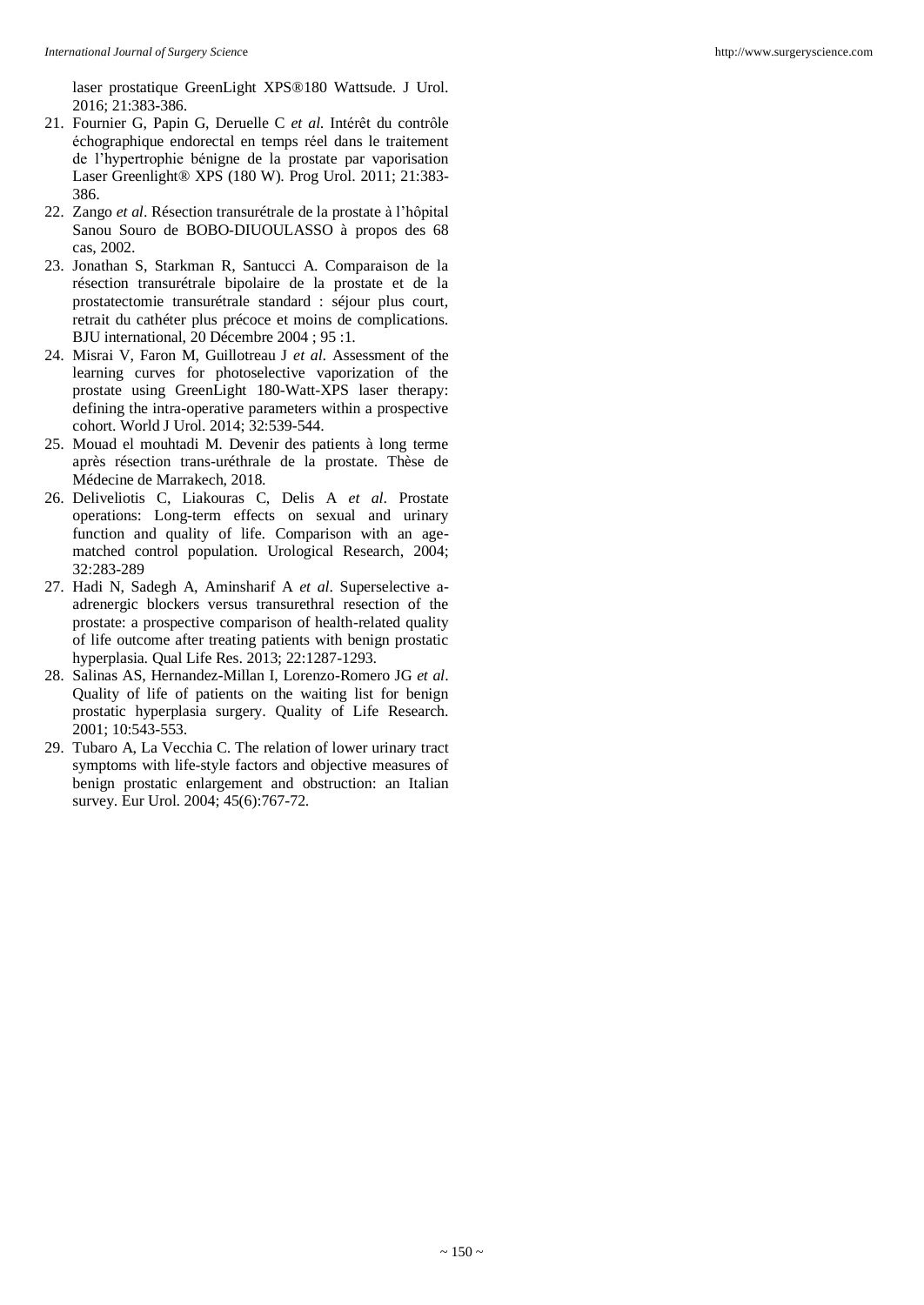laser prostatique GreenLight XPS®180 Wattsude. J Urol. 2016; 21:383-386.

21. Fournier G, Papin G, Deruelle C *et al.* Intérêt du contrôle échographique endorectal en temps réel dans le traitement de l'hypertrophie bénigne de la prostate par vaporisation Laser Greenlight® XPS (180 W). Prog Urol. 2011; 21:383-386.
22. Zango *et al*. Résection transurétrale de la prostate à l'hôpital Sanou Souro de BOBO-DIUOULASSO à propos des 68 cas, 2002.
23. Jonathan S, Starkman R, Santucci A. Comparaison de la résection transurétrale bipolaire de la prostate et de la prostatectomie transurétrale standard : séjour plus court, retrait du cathéter plus précoce et moins de complications. BJU international, 20 Décembre 2004 ; 95 :1.
24. Misrai V, Faron M, Guillotreau J *et al.* Assessment of the learning curves for photoselective vaporization of the prostate using GreenLight 180-Watt-XPS laser therapy: defining the intra-operative parameters within a prospective cohort. World J Urol. 2014; 32:539-544.
25. Mouad el mouhtadi M. Devenir des patients à long terme après résection trans-uréthrale de la prostate. Thèse de Médecine de Marrakech, 2018.
26. Deliveliotis C, Liakouras C, Delis A *et al*. Prostate operations: Long-term effects on sexual and urinary function and quality of life. Comparison with an age-matched control population. Urological Research, 2004; 32:283-289
27. Hadi N, Sadegh A, Aminsharif A *et al*. Superselective a-adrenergic blockers versus transurethral resection of the prostate: a prospective comparison of health-related quality of life outcome after treating patients with benign prostatic hyperplasia. Qual Life Res. 2013; 22:1287-1293.
28. Salinas AS, Hernandez-Millan I, Lorenzo-Romero JG *et al*. Quality of life of patients on the waiting list for benign prostatic hyperplasia surgery. Quality of Life Research. 2001; 10:543-553.
29. Tubaro A, La Vecchia C. The relation of lower urinary tract symptoms with life-style factors and objective measures of benign prostatic enlargement and obstruction: an Italian survey. Eur Urol. 2004; 45(6):767-72.